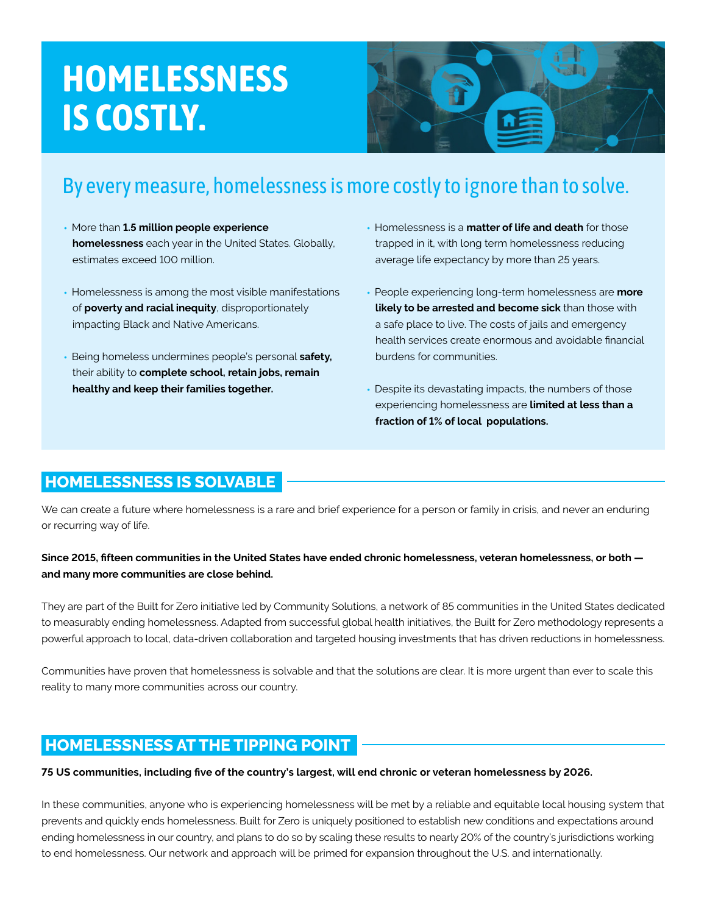# HOMELESSNESS IS COSTLY.

## By every measure, homelessness is more costly to ignore than to solve.

- More than **1.5 million people experience homelessness** each year in the United States. Globally, estimates exceed 100 million.
- Homelessness is among the most visible manifestations of **poverty and racial inequity**, disproportionately impacting Black and Native Americans.
- Being homeless undermines people's personal **safety,** their ability to **complete school, retain jobs, remain healthy and keep their families together.**
- Homelessness is a **matter of life and death** for those trapped in it, with long term homelessness reducing average life expectancy by more than 25 years.
- People experiencing long-term homelessness are **more likely to be arrested and become sick** than those with a safe place to live. The costs of jails and emergency health services create enormous and avoidable financial burdens for communities.
- Despite its devastating impacts, the numbers of those experiencing homelessness are **limited at less than a fraction of 1% of local populations.**

## HOMELESSNESS IS SOLVABLE

We can create a future where homelessness is a rare and brief experience for a person or family in crisis, and never an enduring or recurring way of life.

**Since 2015, fifteen communities in the United States have ended chronic homelessness, veteran homelessness, or both — and many more communities are close behind.**

They are part of the Built for Zero initiative led by Community Solutions, a network of 85 communities in the United States dedicated to measurably ending homelessness. Adapted from successful global health initiatives, the Built for Zero methodology represents a powerful approach to local, data-driven collaboration and targeted housing investments that has driven reductions in homelessness.

Communities have proven that homelessness is solvable and that the solutions are clear. It is more urgent than ever to scale this reality to many more communities across our country.

## HOMELESSNESS AT THE TIPPING POINT

**75 US communities, including five of the country's largest, will end chronic or veteran homelessness by 2026.**

In these communities, anyone who is experiencing homelessness will be met by a reliable and equitable local housing system that prevents and quickly ends homelessness. Built for Zero is uniquely positioned to establish new conditions and expectations around ending homelessness in our country, and plans to do so by scaling these results to nearly 20% of the country's jurisdictions working to end homelessness. Our network and approach will be primed for expansion throughout the U.S. and internationally.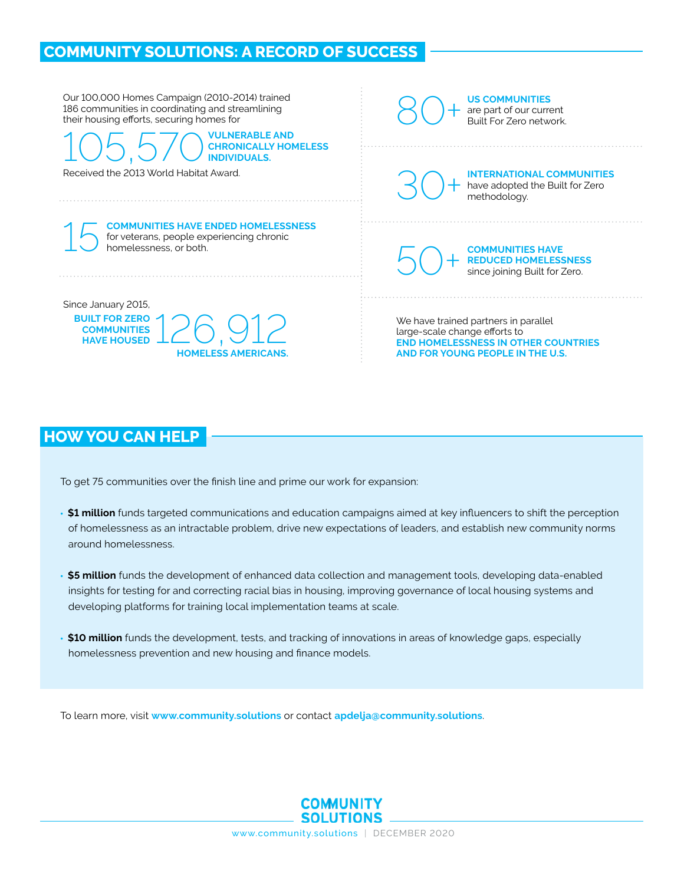## COMMUNITY SOLUTIONS: A RECORD OF SUCCESS

Our 100,000 Homes Campaign (2010-2014) trained 186 communities in coordinating and streamlining their housing efforts, securing homes for

105,570 **VULNERABLE AND CHRONICALLY HOMELESS INDIVIDUALS.**

Received the 2013 World Habitat Award.

15 **COMMUNITIES HAVE ENDED HOMELESSNESS** for veterans, people experiencing chronic homelessness, or both.

Since January 2015, **BUILT FOR ZERO COMMUNITIES HAVE HOUSED** 126,912 **HOMELESS AMERICANS.**

80+ **US COMMUNITIES** are part of our current Built For Zero network.

30+ **INTERNATIONAL COMMUNITIES** have adopted the Built for Zero methodology.

50+ **COMMUNITIES HAVE REDUCED HOMELESSNESS** since joining Built for Zero.

We have trained partners in parallel large-scale change efforts to **END HOMELESSNESS IN OTHER COUNTRIES AND FOR YOUNG PEOPLE IN THE U.S.**

## HOW YOU CAN HELP

To get 75 communities over the finish line and prime our work for expansion:

- **$1 million** funds targeted communications and education campaigns aimed at key influencers to shift the perception of homelessness as an intractable problem, drive new expectations of leaders, and establish new community norms around homelessness.
- **$5 million** funds the development of enhanced data collection and management tools, developing data-enabled insights for testing for and correcting racial bias in housing, improving governance of local housing systems and developing platforms for training local implementation teams at scale.
- **$10 million** funds the development, tests, and tracking of innovations in areas of knowledge gaps, especially homelessness prevention and new housing and finance models.

To learn more, visit **www.community.solutions** or contact **apdelja@community.solutions**.

COMMUNITY SOLUTIONS

www.community.solutions | DECEMBER 2020